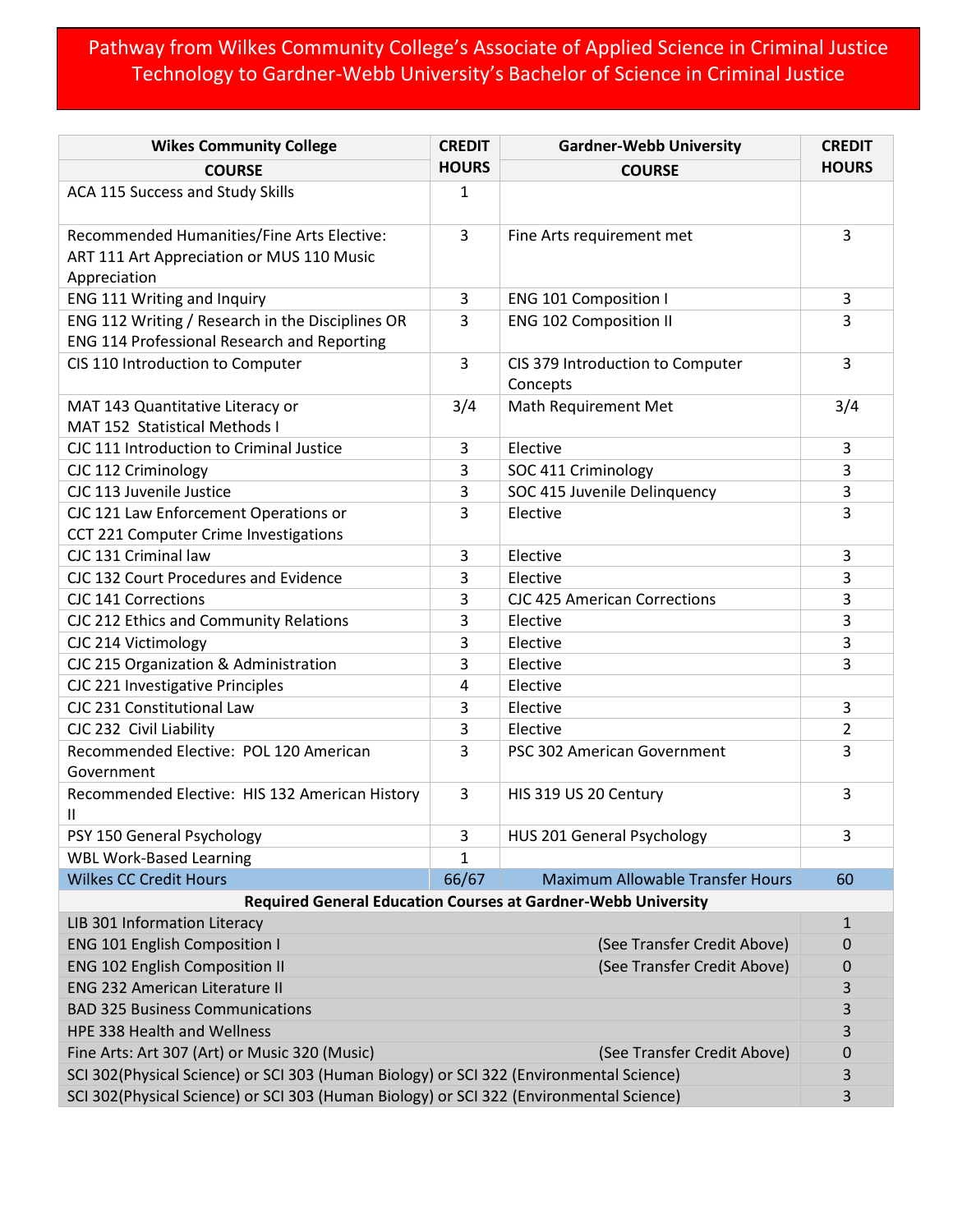# Pathway from Wilkes Community College's Associate of Applied Science in Criminal Justice Technology to Gardner-Webb University's Bachelor of Science in Criminal Justice

| Wikes Community College COURSE | CREDIT HOURS | Gardner-Webb University COURSE | CREDIT HOURS |
|---|---|---|---|
| ACA 115 Success and Study Skills | 1 | | |
| Recommended Humanities/Fine Arts Elective: ART 111 Art Appreciation or MUS 110 Music Appreciation | 3 | Fine Arts requirement met | 3 |
| ENG 111 Writing and Inquiry | 3 | ENG 101 Composition I | 3 |
| ENG 112 Writing / Research in the Disciplines OR ENG 114 Professional Research and Reporting | 3 | ENG 102 Composition II | 3 |
| CIS 110 Introduction to Computer | 3 | CIS 379 Introduction to Computer Concepts | 3 |
| MAT 143 Quantitative Literacy or MAT 152 Statistical Methods I | 3/4 | Math Requirement Met | 3/4 |
| CJC 111 Introduction to Criminal Justice | 3 | Elective | 3 |
| CJC 112 Criminology | 3 | SOC 411 Criminology | 3 |
| CJC 113 Juvenile Justice | 3 | SOC 415 Juvenile Delinquency | 3 |
| CJC 121 Law Enforcement Operations or CCT 221 Computer Crime Investigations | 3 | Elective | 3 |
| CJC 131 Criminal law | 3 | Elective | 3 |
| CJC 132 Court Procedures and Evidence | 3 | Elective | 3 |
| CJC 141 Corrections | 3 | CJC 425 American Corrections | 3 |
| CJC 212 Ethics and Community Relations | 3 | Elective | 3 |
| CJC 214 Victimology | 3 | Elective | 3 |
| CJC 215 Organization & Administration | 3 | Elective | 3 |
| CJC 221 Investigative Principles | 4 | Elective | |
| CJC 231 Constitutional Law | 3 | Elective | 3 |
| CJC 232 Civil Liability | 3 | Elective | 2 |
| Recommended Elective: POL 120 American Government | 3 | PSC 302 American Government | 3 |
| Recommended Elective: HIS 132 American History II | 3 | HIS 319 US 20 Century | 3 |
| PSY 150 General Psychology | 3 | HUS 201 General Psychology | 3 |
| WBL Work-Based Learning | 1 | | |
| Wilkes CC Credit Hours | 66/67 | Maximum Allowable Transfer Hours | 60 |
| **Required General Education Courses at Gardner-Webb University** | | | |
| LIB 301 Information Literacy | | | 1 |
| ENG 101 English Composition I | | (See Transfer Credit Above) | 0 |
| ENG 102 English Composition II | | (See Transfer Credit Above) | 0 |
| ENG 232 American Literature II | | | 3 |
| BAD 325 Business Communications | | | 3 |
| HPE 338 Health and Wellness | | | 3 |
| Fine Arts: Art 307 (Art) or Music 320 (Music) | | (See Transfer Credit Above) | 0 |
| SCI 302(Physical Science) or SCI 303 (Human Biology) or SCI 322 (Environmental Science) | | | 3 |
| SCI 302(Physical Science) or SCI 303 (Human Biology) or SCI 322 (Environmental Science) | | | 3 |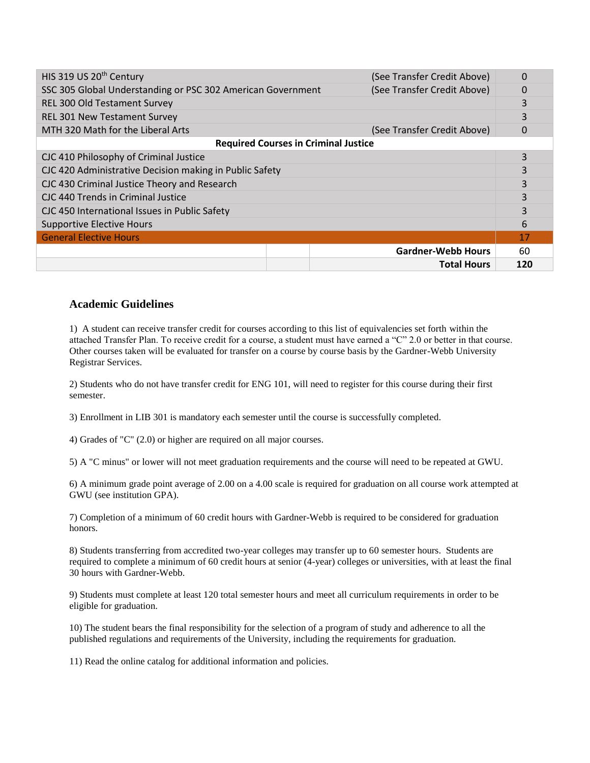| | | |
|---|---|---|
| HIS 319 US 20th Century | (See Transfer Credit Above) | 0 |
| SSC 305 Global Understanding or PSC 302 American Government | (See Transfer Credit Above) | 0 |
| REL 300 Old Testament Survey | | 3 |
| REL 301 New Testament Survey | | 3 |
| MTH 320 Math for the Liberal Arts | (See Transfer Credit Above) | 0 |
| **Required Courses in Criminal Justice** | | |
| CJC 410 Philosophy of Criminal Justice | | 3 |
| CJC 420 Administrative Decision making in Public Safety | | 3 |
| CJC 430 Criminal Justice Theory and Research | | 3 |
| CJC 440 Trends in Criminal Justice | | 3 |
| CJC 450 International Issues in Public Safety | | 3 |
| Supportive Elective Hours | | 6 |
| General Elective Hours | | 17 |
| | **Gardner-Webb Hours** | 60 |
| | **Total Hours** | **120** |

### Academic Guidelines

1) A student can receive transfer credit for courses according to this list of equivalencies set forth within the attached Transfer Plan. To receive credit for a course, a student must have earned a "C" 2.0 or better in that course. Other courses taken will be evaluated for transfer on a course by course basis by the Gardner-Webb University Registrar Services.

2) Students who do not have transfer credit for ENG 101, will need to register for this course during their first semester.

3) Enrollment in LIB 301 is mandatory each semester until the course is successfully completed.

4) Grades of "C" (2.0) or higher are required on all major courses.

5) A "C minus" or lower will not meet graduation requirements and the course will need to be repeated at GWU.

6) A minimum grade point average of 2.00 on a 4.00 scale is required for graduation on all course work attempted at GWU (see institution GPA).

7) Completion of a minimum of 60 credit hours with Gardner-Webb is required to be considered for graduation honors.

8) Students transferring from accredited two-year colleges may transfer up to 60 semester hours. Students are required to complete a minimum of 60 credit hours at senior (4-year) colleges or universities, with at least the final 30 hours with Gardner-Webb.

9) Students must complete at least 120 total semester hours and meet all curriculum requirements in order to be eligible for graduation.

10) The student bears the final responsibility for the selection of a program of study and adherence to all the published regulations and requirements of the University, including the requirements for graduation.

11) Read the online catalog for additional information and policies.